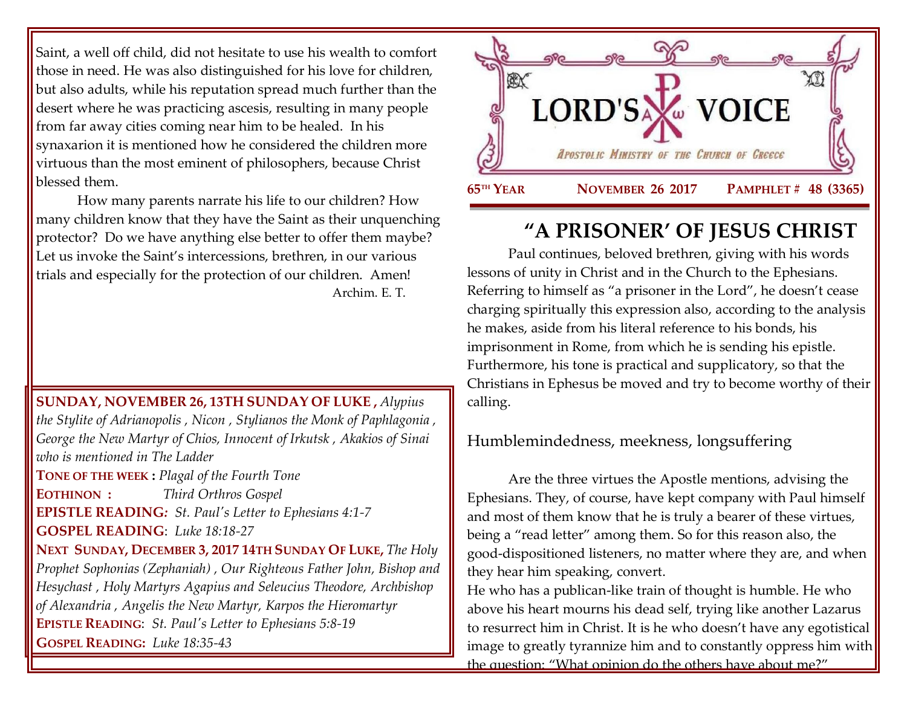Saint, a well off child, did not hesitate to use his wealth to comfort those in need. He was also distinguished for his love for children, but also adults, while his reputation spread much further than the desert where he was practicing ascesis, resulting in many people from far away cities coming near him to be healed. In his synaxarion it is mentioned how he considered the children more virtuous than the most eminent of philosophers, because Christ blessed them.

How many parents narrate his life to our children? How many children know that they have the Saint as their unquenching protector? Do we have anything else better to offer them maybe? Let us invoke the Saint's intercessions, brethren, in our various trials and especially for the protection of our children. Amen!

Archim. E. T.

**SUNDAY, NOVEMBER 26, 13TH SUNDAY OF LUKE ,** *Alypius the Stylite of Adrianopolis , Nicon , Stylianos the Monk of Paphlagonia , George the New Martyr of Chios, Innocent of Irkutsk , Akakios of Sinai who is mentioned in The Ladder*

**TONE OF THE WEEK :** *Plagal of the Fourth Tone*

**EOTHINON :** *Third Orthros Gospel*

**EPISTLE READING:** *St. Paul's Letter to Ephesians 4:1-7*

**GOSPEL READING**: *Luke 18:18-27*

**NEXT SUNDAY, DECEMBER 3, 2017 14TH SUNDAY OF LUKE,** *The Holy Prophet Sophonias (Zephaniah) , Our Righteous Father John, Bishop and Hesychast , Holy Martyrs Agapius and Seleucius Theodore, Archbishop of Alexandria , Angelis the New Martyr, Karpos the Hieromartyr*

**EPISTLE READING**: *St. Paul's Letter to Ephesians 5:8-19*

**GOSPEL READING:** *Luke 18:35-43*

# LORD'S VOICE

*Apostolic Ministry of the Church of Greece*

**65TH YEAR** **NOVEMBER 26 2017** **PAMPHLET # 48 (3365)**

## "A PRISONER' OF JESUS CHRIST

Paul continues, beloved brethren, giving with his words lessons of unity in Christ and in the Church to the Ephesians. Referring to himself as "a prisoner in the Lord", he doesn't cease charging spiritually this expression also, according to the analysis he makes, aside from his literal reference to his bonds, his imprisonment in Rome, from which he is sending his epistle. Furthermore, his tone is practical and supplicatory, so that the Christians in Ephesus be moved and try to become worthy of their calling.

### Humblemindedness, meekness, longsuffering

Are the three virtues the Apostle mentions, advising the Ephesians. They, of course, have kept company with Paul himself and most of them know that he is truly a bearer of these virtues, being a "read letter" among them. So for this reason also, the good-dispositioned listeners, no matter where they are, and when they hear him speaking, convert.

He who has a publican-like train of thought is humble. He who above his heart mourns his dead self, trying like another Lazarus to resurrect him in Christ. It is he who doesn't have any egotistical image to greatly tyrannize him and to constantly oppress him with the question: "What opinion do the others have about me?"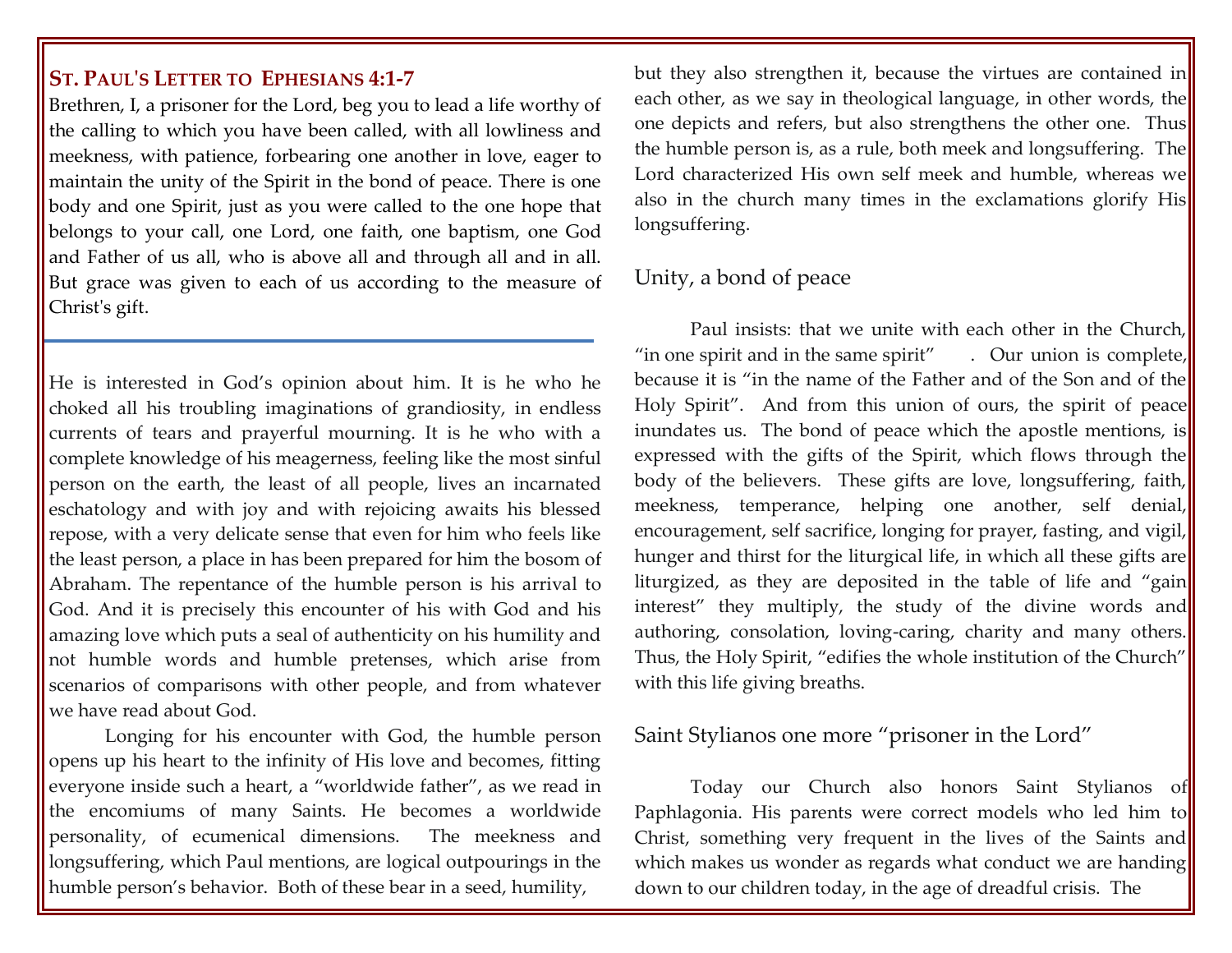## St. Paul's Letter to Ephesians 4:1-7

Brethren, I, a prisoner for the Lord, beg you to lead a life worthy of the calling to which you have been called, with all lowliness and meekness, with patience, forbearing one another in love, eager to maintain the unity of the Spirit in the bond of peace. There is one body and one Spirit, just as you were called to the one hope that belongs to your call, one Lord, one faith, one baptism, one God and Father of us all, who is above all and through all and in all. But grace was given to each of us according to the measure of Christ's gift.

---

He is interested in God's opinion about him. It is he who he choked all his troubling imaginations of grandiosity, in endless currents of tears and prayerful mourning. It is he who with a complete knowledge of his meagerness, feeling like the most sinful person on the earth, the least of all people, lives an incarnated eschatology and with joy and with rejoicing awaits his blessed repose, with a very delicate sense that even for him who feels like the least person, a place in has been prepared for him the bosom of Abraham. The repentance of the humble person is his arrival to God. And it is precisely this encounter of his with God and his amazing love which puts a seal of authenticity on his humility and not humble words and humble pretenses, which arise from scenarios of comparisons with other people, and from whatever we have read about God.

Longing for his encounter with God, the humble person opens up his heart to the infinity of His love and becomes, fitting everyone inside such a heart, a "worldwide father", as we read in the encomiums of many Saints. He becomes a worldwide personality, of ecumenical dimensions. The meekness and longsuffering, which Paul mentions, are logical outpourings in the humble person's behavior. Both of these bear in a seed, humility, but they also strengthen it, because the virtues are contained in each other, as we say in theological language, in other words, the one depicts and refers, but also strengthens the other one. Thus the humble person is, as a rule, both meek and longsuffering. The Lord characterized His own self meek and humble, whereas we also in the church many times in the exclamations glorify His longsuffering.

### Unity, a bond of peace

Paul insists: that we unite with each other in the Church, "in one spirit and in the same spirit" . Our union is complete, because it is "in the name of the Father and of the Son and of the Holy Spirit". And from this union of ours, the spirit of peace inundates us. The bond of peace which the apostle mentions, is expressed with the gifts of the Spirit, which flows through the body of the believers. These gifts are love, longsuffering, faith, meekness, temperance, helping one another, self denial, encouragement, self sacrifice, longing for prayer, fasting, and vigil, hunger and thirst for the liturgical life, in which all these gifts are liturgized, as they are deposited in the table of life and "gain interest" they multiply, the study of the divine words and authoring, consolation, loving-caring, charity and many others. Thus, the Holy Spirit, "edifies the whole institution of the Church" with this life giving breaths.

### Saint Stylianos one more "prisoner in the Lord"

Today our Church also honors Saint Stylianos of Paphlagonia. His parents were correct models who led him to Christ, something very frequent in the lives of the Saints and which makes us wonder as regards what conduct we are handing down to our children today, in the age of dreadful crisis. The